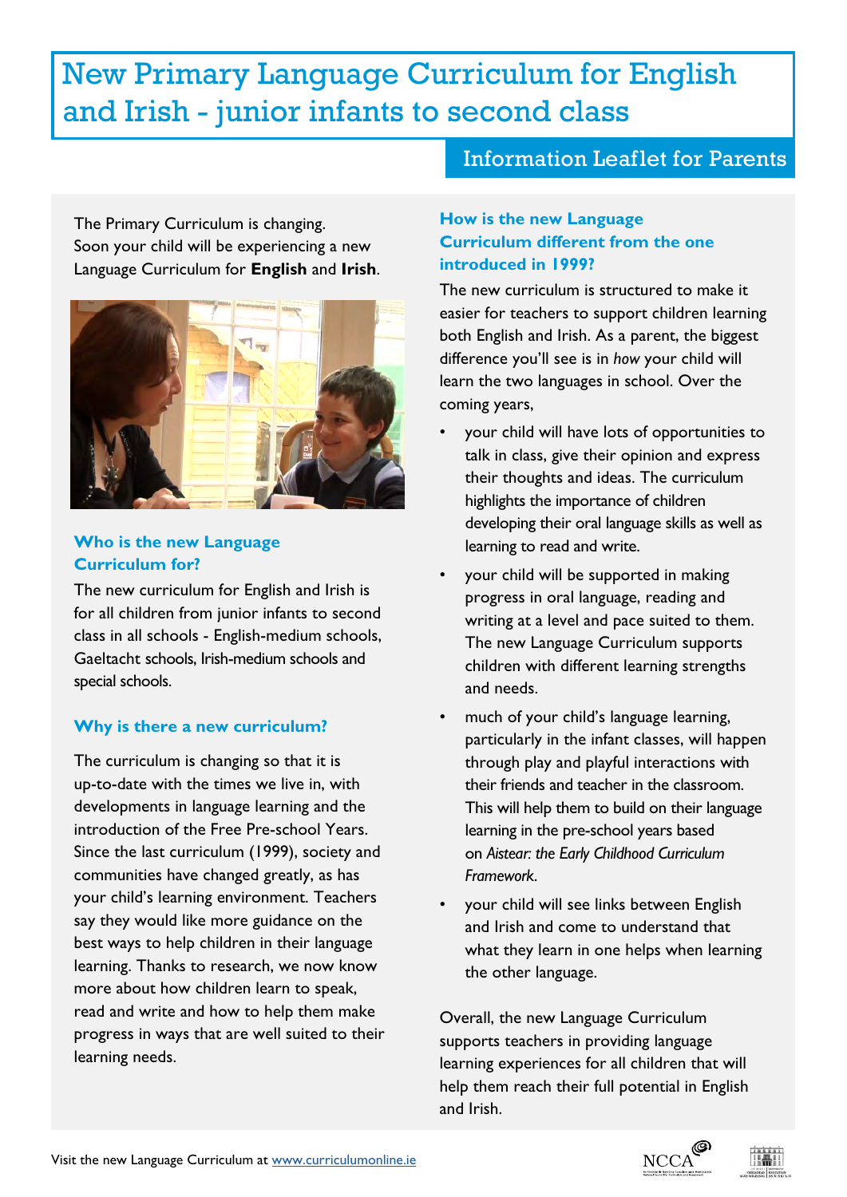# New Primary Language Curriculum for English and Irish - junior infants to second class

## Information Leaflet for Parents

The Primary Curriculum is changing. Soon your child will be experiencing a new Language Curriculum for **English** and **Irish**.

### Who is the new Language Curriculum for?

The new curriculum for English and Irish is for all children from junior infants to second class in all schools - English-medium schools, Gaeltacht schools, Irish-medium schools and special schools.

### Why is there a new curriculum?

The curriculum is changing so that it is up-to-date with the times we live in, with developments in language learning and the introduction of the Free Pre-school Years. Since the last curriculum (1999), society and communities have changed greatly, as has your child's learning environment. Teachers say they would like more guidance on the best ways to help children in their language learning. Thanks to research, we now know more about how children learn to speak, read and write and how to help them make progress in ways that are well suited to their learning needs.

### How is the new Language Curriculum different from the one introduced in 1999?

The new curriculum is structured to make it easier for teachers to support children learning both English and Irish. As a parent, the biggest difference you'll see is in *how* your child will learn the two languages in school. Over the coming years,

- your child will have lots of opportunities to talk in class, give their opinion and express their thoughts and ideas. The curriculum highlights the importance of children developing their oral language skills as well as learning to read and write.
- your child will be supported in making progress in oral language, reading and writing at a level and pace suited to them. The new Language Curriculum supports children with different learning strengths and needs.
- much of your child's language learning, particularly in the infant classes, will happen through play and playful interactions with their friends and teacher in the classroom. This will help them to build on their language learning in the pre-school years based on *Aistear: the Early Childhood Curriculum Framework*.
- your child will see links between English and Irish and come to understand that what they learn in one helps when learning the other language.

Overall, the new Language Curriculum supports teachers in providing language learning experiences for all children that will help them reach their full potential in English and Irish.

Visit the new Language Curriculum at www.curriculumonline.ie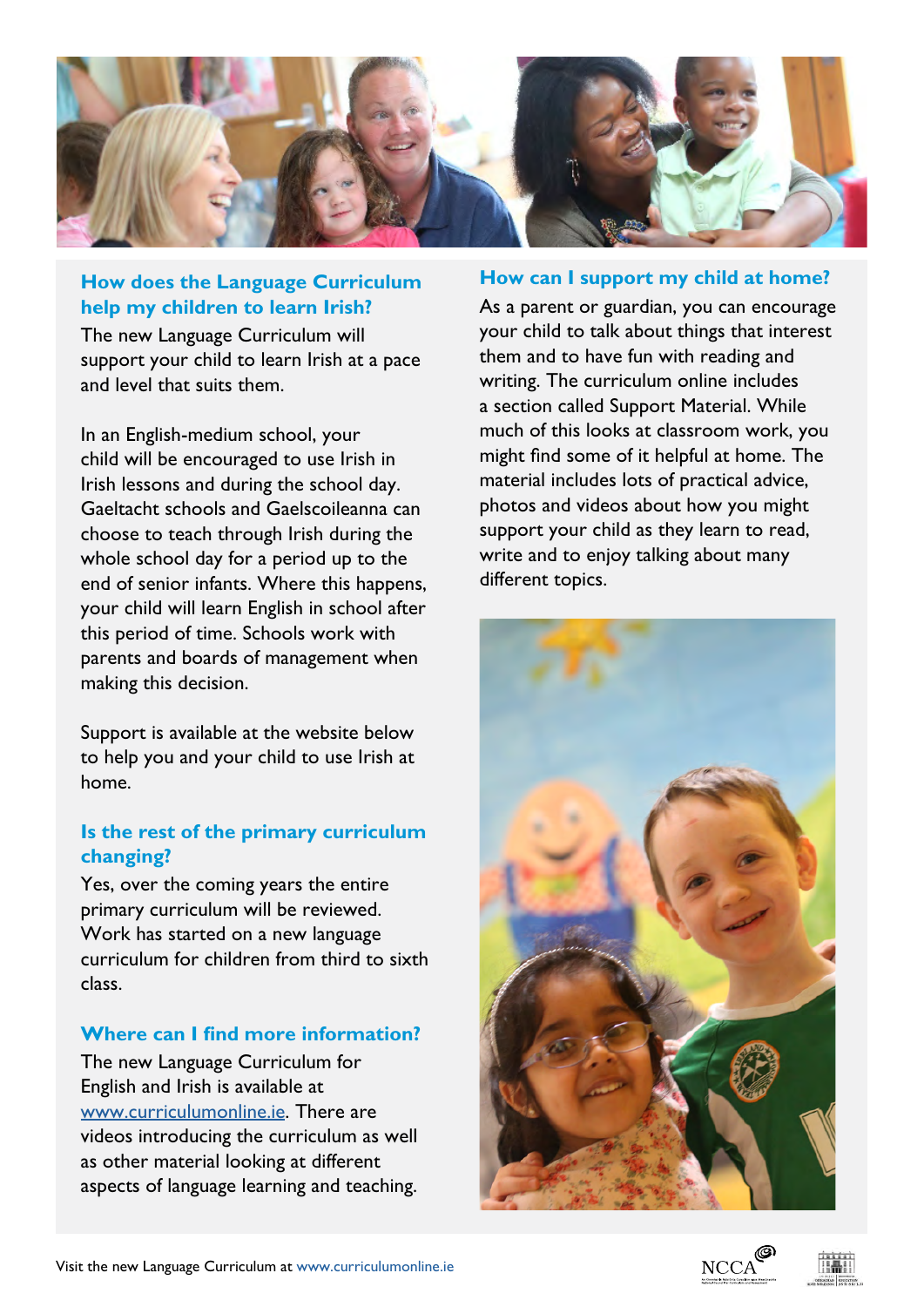## How does the Language Curriculum help my children to learn Irish?

The new Language Curriculum will support your child to learn Irish at a pace and level that suits them.

In an English-medium school, your child will be encouraged to use Irish in Irish lessons and during the school day. Gaeltacht schools and Gaelscoileanna can choose to teach through Irish during the whole school day for a period up to the end of senior infants. Where this happens, your child will learn English in school after this period of time. Schools work with parents and boards of management when making this decision.

Support is available at the website below to help you and your child to use Irish at home.

## Is the rest of the primary curriculum changing?

Yes, over the coming years the entire primary curriculum will be reviewed. Work has started on a new language curriculum for children from third to sixth class.

## Where can I find more information?

The new Language Curriculum for English and Irish is available at www.curriculumonline.ie. There are videos introducing the curriculum as well as other material looking at different aspects of language learning and teaching.

## How can I support my child at home?

As a parent or guardian, you can encourage your child to talk about things that interest them and to have fun with reading and writing. The curriculum online includes a section called Support Material. While much of this looks at classroom work, you might find some of it helpful at home. The material includes lots of practical advice, photos and videos about how you might support your child as they learn to read, write and to enjoy talking about many different topics.

Visit the new Language Curriculum at www.curriculumonline.ie